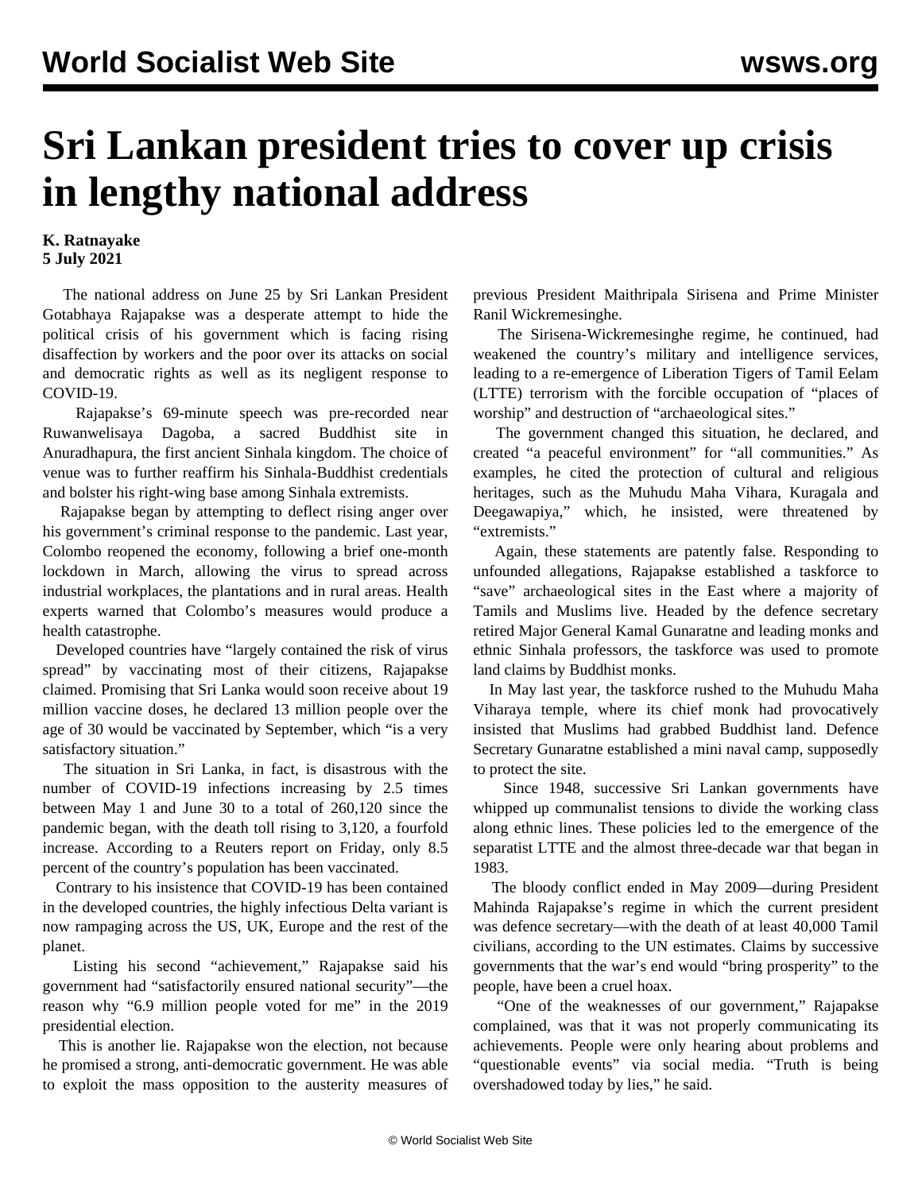# Sri Lankan president tries to cover up crisis in lengthy national address

**K. Ratnayake**
**5 July 2021**

The national address on June 25 by Sri Lankan President Gotabhaya Rajapakse was a desperate attempt to hide the political crisis of his government which is facing rising disaffection by workers and the poor over its attacks on social and democratic rights as well as its negligent response to COVID-19.

Rajapakse's 69-minute speech was pre-recorded near Ruwanwelisaya Dagoba, a sacred Buddhist site in Anuradhapura, the first ancient Sinhala kingdom. The choice of venue was to further reaffirm his Sinhala-Buddhist credentials and bolster his right-wing base among Sinhala extremists.

Rajapakse began by attempting to deflect rising anger over his government's criminal response to the pandemic. Last year, Colombo reopened the economy, following a brief one-month lockdown in March, allowing the virus to spread across industrial workplaces, the plantations and in rural areas. Health experts warned that Colombo's measures would produce a health catastrophe.

Developed countries have "largely contained the risk of virus spread" by vaccinating most of their citizens, Rajapakse claimed. Promising that Sri Lanka would soon receive about 19 million vaccine doses, he declared 13 million people over the age of 30 would be vaccinated by September, which "is a very satisfactory situation."

The situation in Sri Lanka, in fact, is disastrous with the number of COVID-19 infections increasing by 2.5 times between May 1 and June 30 to a total of 260,120 since the pandemic began, with the death toll rising to 3,120, a fourfold increase. According to a Reuters report on Friday, only 8.5 percent of the country's population has been vaccinated.

Contrary to his insistence that COVID-19 has been contained in the developed countries, the highly infectious Delta variant is now rampaging across the US, UK, Europe and the rest of the planet.

Listing his second "achievement," Rajapakse said his government had "satisfactorily ensured national security"—the reason why "6.9 million people voted for me" in the 2019 presidential election.

This is another lie. Rajapakse won the election, not because he promised a strong, anti-democratic government. He was able to exploit the mass opposition to the austerity measures of previous President Maithripala Sirisena and Prime Minister Ranil Wickremesinghe.

The Sirisena-Wickremesinghe regime, he continued, had weakened the country's military and intelligence services, leading to a re-emergence of Liberation Tigers of Tamil Eelam (LTTE) terrorism with the forcible occupation of "places of worship" and destruction of "archaeological sites."

The government changed this situation, he declared, and created "a peaceful environment" for "all communities." As examples, he cited the protection of cultural and religious heritages, such as the Muhudu Maha Vihara, Kuragala and Deegawapiya," which, he insisted, were threatened by "extremists."

Again, these statements are patently false. Responding to unfounded allegations, Rajapakse established a taskforce to "save" archaeological sites in the East where a majority of Tamils and Muslims live. Headed by the defence secretary retired Major General Kamal Gunaratne and leading monks and ethnic Sinhala professors, the taskforce was used to promote land claims by Buddhist monks.

In May last year, the taskforce rushed to the Muhudu Maha Viharaya temple, where its chief monk had provocatively insisted that Muslims had grabbed Buddhist land. Defence Secretary Gunaratne established a mini naval camp, supposedly to protect the site.

Since 1948, successive Sri Lankan governments have whipped up communalist tensions to divide the working class along ethnic lines. These policies led to the emergence of the separatist LTTE and the almost three-decade war that began in 1983.

The bloody conflict ended in May 2009—during President Mahinda Rajapakse's regime in which the current president was defence secretary—with the death of at least 40,000 Tamil civilians, according to the UN estimates. Claims by successive governments that the war's end would "bring prosperity" to the people, have been a cruel hoax.

"One of the weaknesses of our government," Rajapakse complained, was that it was not properly communicating its achievements. People were only hearing about problems and "questionable events" via social media. "Truth is being overshadowed today by lies," he said.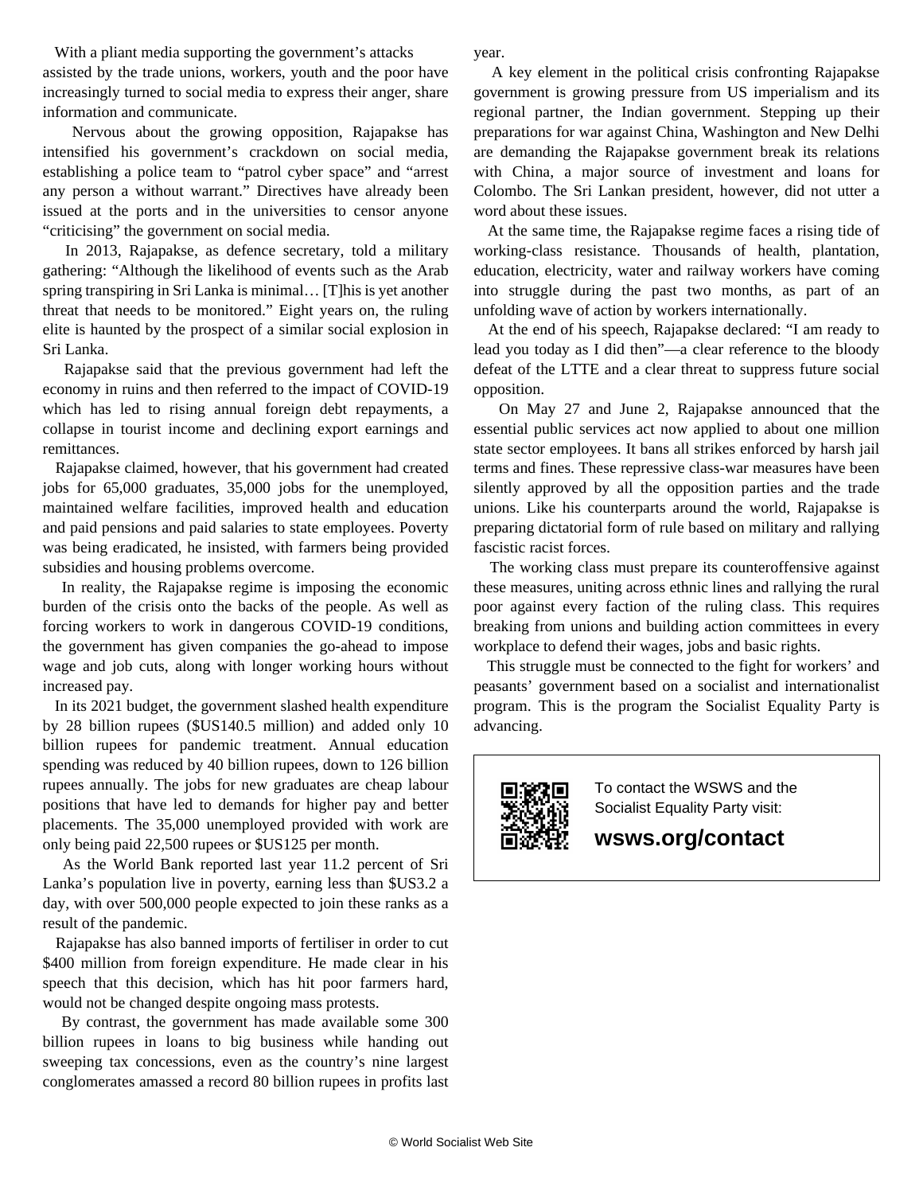With a pliant media supporting the government's attacks assisted by the trade unions, workers, youth and the poor have increasingly turned to social media to express their anger, share information and communicate.

Nervous about the growing opposition, Rajapakse has intensified his government's crackdown on social media, establishing a police team to "patrol cyber space" and "arrest any person a without warrant." Directives have already been issued at the ports and in the universities to censor anyone "criticising" the government on social media.

In 2013, Rajapakse, as defence secretary, told a military gathering: "Although the likelihood of events such as the Arab spring transpiring in Sri Lanka is minimal… [T]his is yet another threat that needs to be monitored." Eight years on, the ruling elite is haunted by the prospect of a similar social explosion in Sri Lanka.

Rajapakse said that the previous government had left the economy in ruins and then referred to the impact of COVID-19 which has led to rising annual foreign debt repayments, a collapse in tourist income and declining export earnings and remittances.

Rajapakse claimed, however, that his government had created jobs for 65,000 graduates, 35,000 jobs for the unemployed, maintained welfare facilities, improved health and education and paid pensions and paid salaries to state employees. Poverty was being eradicated, he insisted, with farmers being provided subsidies and housing problems overcome.

In reality, the Rajapakse regime is imposing the economic burden of the crisis onto the backs of the people. As well as forcing workers to work in dangerous COVID-19 conditions, the government has given companies the go-ahead to impose wage and job cuts, along with longer working hours without increased pay.

In its 2021 budget, the government slashed health expenditure by 28 billion rupees ($US140.5 million) and added only 10 billion rupees for pandemic treatment. Annual education spending was reduced by 40 billion rupees, down to 126 billion rupees annually. The jobs for new graduates are cheap labour positions that have led to demands for higher pay and better placements. The 35,000 unemployed provided with work are only being paid 22,500 rupees or $US125 per month.

As the World Bank reported last year 11.2 percent of Sri Lanka's population live in poverty, earning less than $US3.2 a day, with over 500,000 people expected to join these ranks as a result of the pandemic.

Rajapakse has also banned imports of fertiliser in order to cut $400 million from foreign expenditure. He made clear in his speech that this decision, which has hit poor farmers hard, would not be changed despite ongoing mass protests.

By contrast, the government has made available some 300 billion rupees in loans to big business while handing out sweeping tax concessions, even as the country's nine largest conglomerates amassed a record 80 billion rupees in profits last year.

A key element in the political crisis confronting Rajapakse government is growing pressure from US imperialism and its regional partner, the Indian government. Stepping up their preparations for war against China, Washington and New Delhi are demanding the Rajapakse government break its relations with China, a major source of investment and loans for Colombo. The Sri Lankan president, however, did not utter a word about these issues.

At the same time, the Rajapakse regime faces a rising tide of working-class resistance. Thousands of health, plantation, education, electricity, water and railway workers have coming into struggle during the past two months, as part of an unfolding wave of action by workers internationally.

At the end of his speech, Rajapakse declared: "I am ready to lead you today as I did then"—a clear reference to the bloody defeat of the LTTE and a clear threat to suppress future social opposition.

On May 27 and June 2, Rajapakse announced that the essential public services act now applied to about one million state sector employees. It bans all strikes enforced by harsh jail terms and fines. These repressive class-war measures have been silently approved by all the opposition parties and the trade unions. Like his counterparts around the world, Rajapakse is preparing dictatorial form of rule based on military and rallying fascistic racist forces.

The working class must prepare its counteroffensive against these measures, uniting across ethnic lines and rallying the rural poor against every faction of the ruling class. This requires breaking from unions and building action committees in every workplace to defend their wages, jobs and basic rights.

This struggle must be connected to the fight for workers' and peasants' government based on a socialist and internationalist program. This is the program the Socialist Equality Party is advancing.

To contact the WSWS and the Socialist Equality Party visit:

**wsws.org/contact**